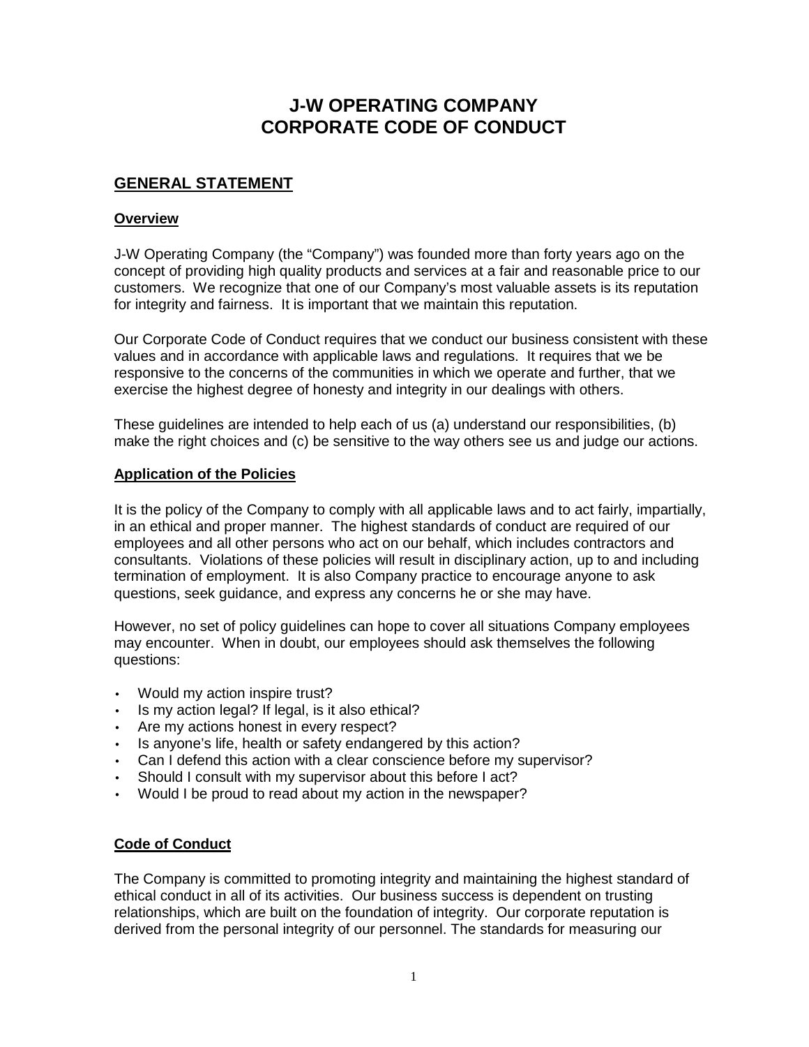# J-W OPERATING COMPANY
# CORPORATE CODE OF CONDUCT

## GENERAL STATEMENT

### Overview

J-W Operating Company (the "Company") was founded more than forty years ago on the concept of providing high quality products and services at a fair and reasonable price to our customers. We recognize that one of our Company's most valuable assets is its reputation for integrity and fairness. It is important that we maintain this reputation.

Our Corporate Code of Conduct requires that we conduct our business consistent with these values and in accordance with applicable laws and regulations. It requires that we be responsive to the concerns of the communities in which we operate and further, that we exercise the highest degree of honesty and integrity in our dealings with others.

These guidelines are intended to help each of us (a) understand our responsibilities, (b) make the right choices and (c) be sensitive to the way others see us and judge our actions.

### Application of the Policies

It is the policy of the Company to comply with all applicable laws and to act fairly, impartially, in an ethical and proper manner. The highest standards of conduct are required of our employees and all other persons who act on our behalf, which includes contractors and consultants. Violations of these policies will result in disciplinary action, up to and including termination of employment. It is also Company practice to encourage anyone to ask questions, seek guidance, and express any concerns he or she may have.

However, no set of policy guidelines can hope to cover all situations Company employees may encounter. When in doubt, our employees should ask themselves the following questions:

- Would my action inspire trust?
- Is my action legal? If legal, is it also ethical?
- Are my actions honest in every respect?
- Is anyone's life, health or safety endangered by this action?
- Can I defend this action with a clear conscience before my supervisor?
- Should I consult with my supervisor about this before I act?
- Would I be proud to read about my action in the newspaper?

### Code of Conduct

The Company is committed to promoting integrity and maintaining the highest standard of ethical conduct in all of its activities. Our business success is dependent on trusting relationships, which are built on the foundation of integrity. Our corporate reputation is derived from the personal integrity of our personnel. The standards for measuring our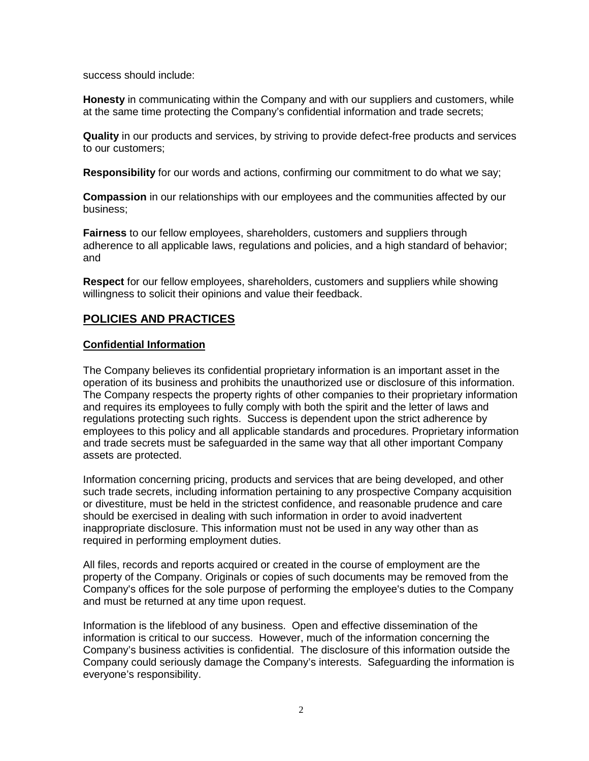success should include:

**Honesty** in communicating within the Company and with our suppliers and customers, while at the same time protecting the Company's confidential information and trade secrets;

**Quality** in our products and services, by striving to provide defect-free products and services to our customers;

**Responsibility** for our words and actions, confirming our commitment to do what we say;

**Compassion** in our relationships with our employees and the communities affected by our business;

**Fairness** to our fellow employees, shareholders, customers and suppliers through adherence to all applicable laws, regulations and policies, and a high standard of behavior; and

**Respect** for our fellow employees, shareholders, customers and suppliers while showing willingness to solicit their opinions and value their feedback.

## POLICIES AND PRACTICES

### Confidential Information

The Company believes its confidential proprietary information is an important asset in the operation of its business and prohibits the unauthorized use or disclosure of this information. The Company respects the property rights of other companies to their proprietary information and requires its employees to fully comply with both the spirit and the letter of laws and regulations protecting such rights. Success is dependent upon the strict adherence by employees to this policy and all applicable standards and procedures. Proprietary information and trade secrets must be safeguarded in the same way that all other important Company assets are protected.

Information concerning pricing, products and services that are being developed, and other such trade secrets, including information pertaining to any prospective Company acquisition or divestiture, must be held in the strictest confidence, and reasonable prudence and care should be exercised in dealing with such information in order to avoid inadvertent inappropriate disclosure. This information must not be used in any way other than as required in performing employment duties.

All files, records and reports acquired or created in the course of employment are the property of the Company. Originals or copies of such documents may be removed from the Company's offices for the sole purpose of performing the employee's duties to the Company and must be returned at any time upon request.

Information is the lifeblood of any business. Open and effective dissemination of the information is critical to our success. However, much of the information concerning the Company's business activities is confidential. The disclosure of this information outside the Company could seriously damage the Company's interests. Safeguarding the information is everyone's responsibility.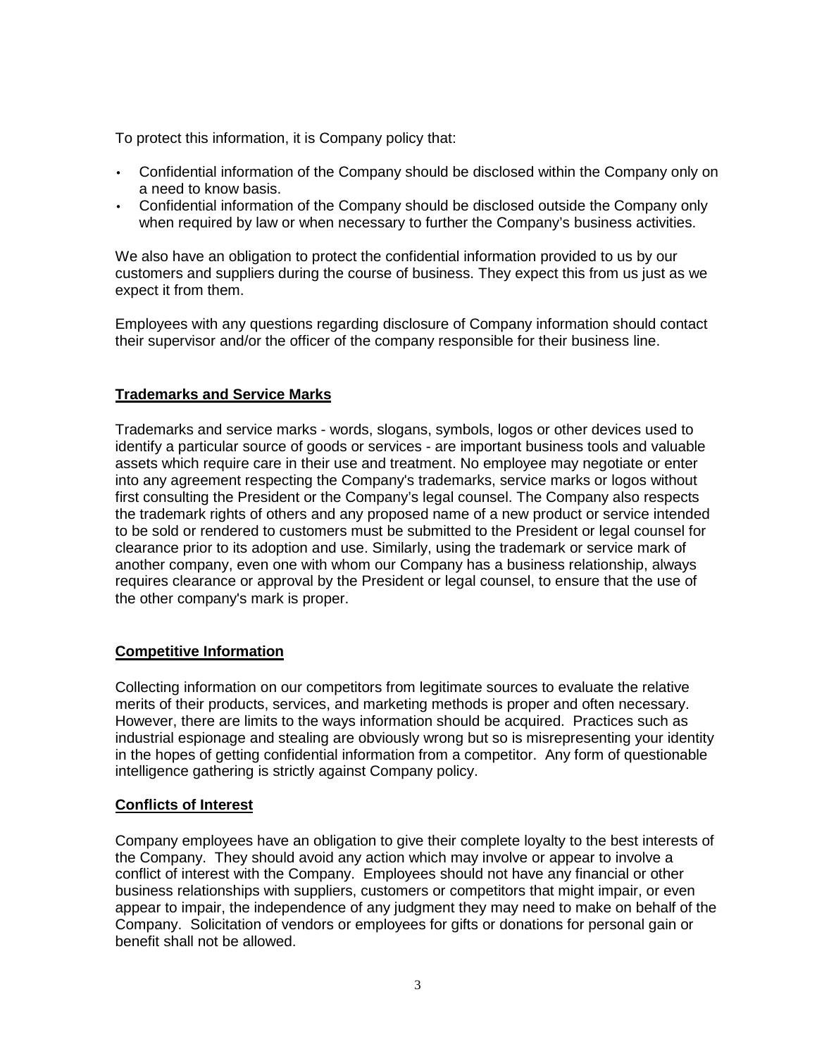To protect this information, it is Company policy that:

- Confidential information of the Company should be disclosed within the Company only on a need to know basis.
- Confidential information of the Company should be disclosed outside the Company only when required by law or when necessary to further the Company's business activities.

We also have an obligation to protect the confidential information provided to us by our customers and suppliers during the course of business. They expect this from us just as we expect it from them.

Employees with any questions regarding disclosure of Company information should contact their supervisor and/or the officer of the company responsible for their business line.

## Trademarks and Service Marks

Trademarks and service marks - words, slogans, symbols, logos or other devices used to identify a particular source of goods or services - are important business tools and valuable assets which require care in their use and treatment. No employee may negotiate or enter into any agreement respecting the Company's trademarks, service marks or logos without first consulting the President or the Company's legal counsel. The Company also respects the trademark rights of others and any proposed name of a new product or service intended to be sold or rendered to customers must be submitted to the President or legal counsel for clearance prior to its adoption and use. Similarly, using the trademark or service mark of another company, even one with whom our Company has a business relationship, always requires clearance or approval by the President or legal counsel, to ensure that the use of the other company's mark is proper.

## Competitive Information

Collecting information on our competitors from legitimate sources to evaluate the relative merits of their products, services, and marketing methods is proper and often necessary. However, there are limits to the ways information should be acquired. Practices such as industrial espionage and stealing are obviously wrong but so is misrepresenting your identity in the hopes of getting confidential information from a competitor. Any form of questionable intelligence gathering is strictly against Company policy.

## Conflicts of Interest

Company employees have an obligation to give their complete loyalty to the best interests of the Company. They should avoid any action which may involve or appear to involve a conflict of interest with the Company. Employees should not have any financial or other business relationships with suppliers, customers or competitors that might impair, or even appear to impair, the independence of any judgment they may need to make on behalf of the Company. Solicitation of vendors or employees for gifts or donations for personal gain or benefit shall not be allowed.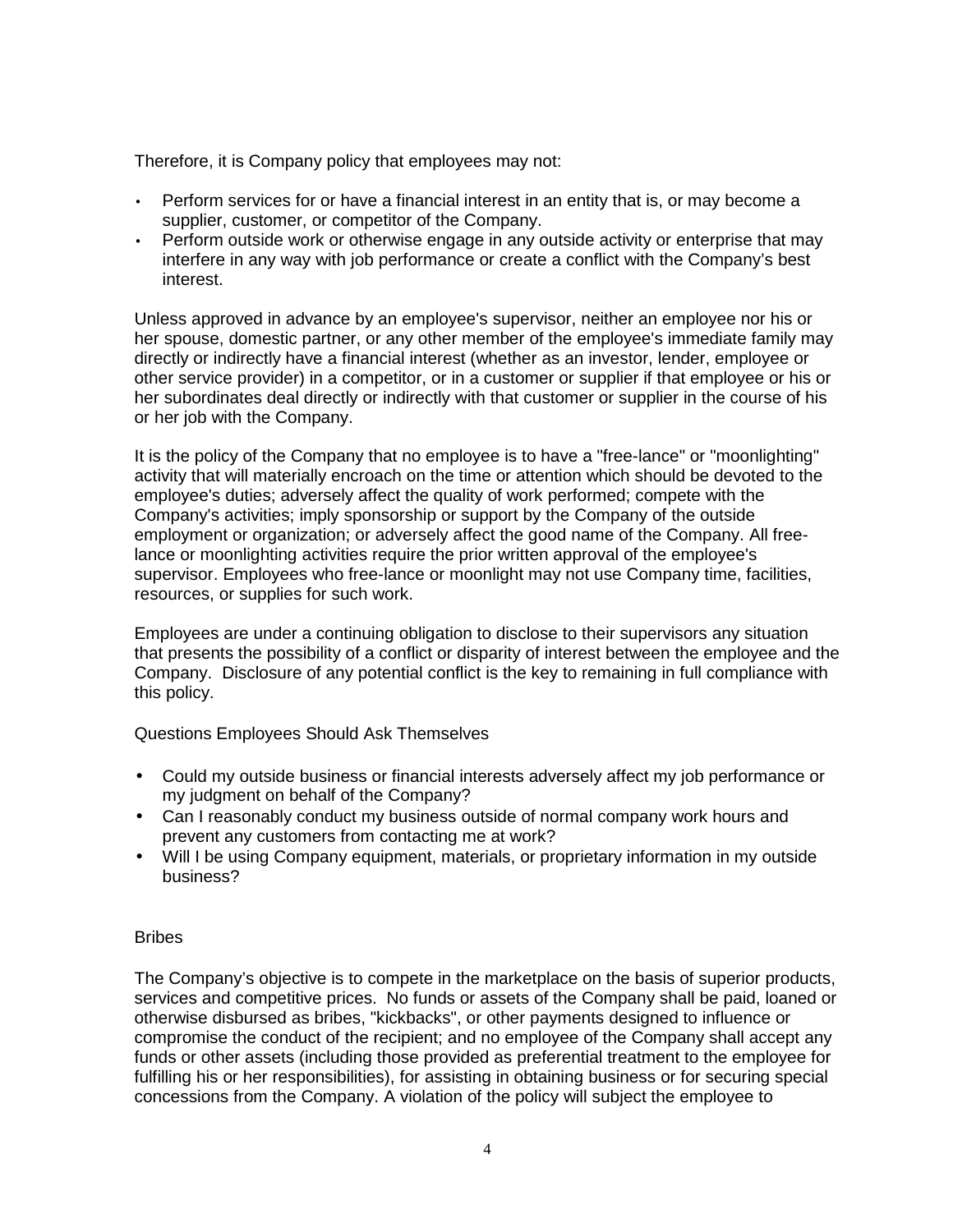Therefore, it is Company policy that employees may not:

- Perform services for or have a financial interest in an entity that is, or may become a supplier, customer, or competitor of the Company.
- Perform outside work or otherwise engage in any outside activity or enterprise that may interfere in any way with job performance or create a conflict with the Company's best interest.

Unless approved in advance by an employee's supervisor, neither an employee nor his or her spouse, domestic partner, or any other member of the employee's immediate family may directly or indirectly have a financial interest (whether as an investor, lender, employee or other service provider) in a competitor, or in a customer or supplier if that employee or his or her subordinates deal directly or indirectly with that customer or supplier in the course of his or her job with the Company.

It is the policy of the Company that no employee is to have a "free-lance" or "moonlighting" activity that will materially encroach on the time or attention which should be devoted to the employee's duties; adversely affect the quality of work performed; compete with the Company's activities; imply sponsorship or support by the Company of the outside employment or organization; or adversely affect the good name of the Company. All free-lance or moonlighting activities require the prior written approval of the employee's supervisor. Employees who free-lance or moonlight may not use Company time, facilities, resources, or supplies for such work.

Employees are under a continuing obligation to disclose to their supervisors any situation that presents the possibility of a conflict or disparity of interest between the employee and the Company. Disclosure of any potential conflict is the key to remaining in full compliance with this policy.

Questions Employees Should Ask Themselves

- Could my outside business or financial interests adversely affect my job performance or my judgment on behalf of the Company?
- Can I reasonably conduct my business outside of normal company work hours and prevent any customers from contacting me at work?
- Will I be using Company equipment, materials, or proprietary information in my outside business?

Bribes

The Company's objective is to compete in the marketplace on the basis of superior products, services and competitive prices. No funds or assets of the Company shall be paid, loaned or otherwise disbursed as bribes, "kickbacks", or other payments designed to influence or compromise the conduct of the recipient; and no employee of the Company shall accept any funds or other assets (including those provided as preferential treatment to the employee for fulfilling his or her responsibilities), for assisting in obtaining business or for securing special concessions from the Company. A violation of the policy will subject the employee to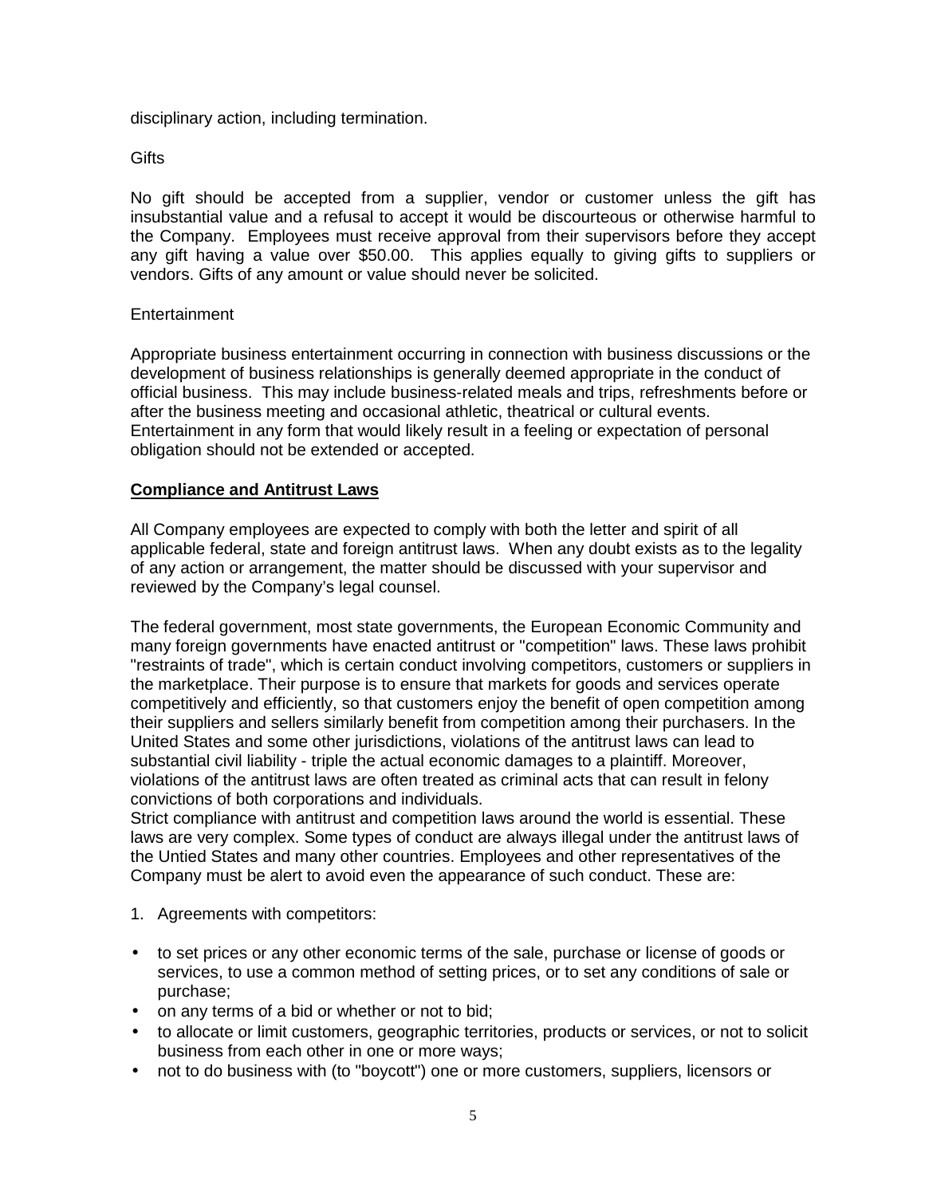disciplinary action, including termination.

Gifts

No gift should be accepted from a supplier, vendor or customer unless the gift has insubstantial value and a refusal to accept it would be discourteous or otherwise harmful to the Company. Employees must receive approval from their supervisors before they accept any gift having a value over $50.00. This applies equally to giving gifts to suppliers or vendors. Gifts of any amount or value should never be solicited.

Entertainment

Appropriate business entertainment occurring in connection with business discussions or the development of business relationships is generally deemed appropriate in the conduct of official business. This may include business-related meals and trips, refreshments before or after the business meeting and occasional athletic, theatrical or cultural events. Entertainment in any form that would likely result in a feeling or expectation of personal obligation should not be extended or accepted.

**Compliance and Antitrust Laws**

All Company employees are expected to comply with both the letter and spirit of all applicable federal, state and foreign antitrust laws. When any doubt exists as to the legality of any action or arrangement, the matter should be discussed with your supervisor and reviewed by the Company's legal counsel.

The federal government, most state governments, the European Economic Community and many foreign governments have enacted antitrust or "competition" laws. These laws prohibit "restraints of trade", which is certain conduct involving competitors, customers or suppliers in the marketplace. Their purpose is to ensure that markets for goods and services operate competitively and efficiently, so that customers enjoy the benefit of open competition among their suppliers and sellers similarly benefit from competition among their purchasers. In the United States and some other jurisdictions, violations of the antitrust laws can lead to substantial civil liability - triple the actual economic damages to a plaintiff. Moreover, violations of the antitrust laws are often treated as criminal acts that can result in felony convictions of both corporations and individuals.
Strict compliance with antitrust and competition laws around the world is essential. These laws are very complex. Some types of conduct are always illegal under the antitrust laws of the Untied States and many other countries. Employees and other representatives of the Company must be alert to avoid even the appearance of such conduct. These are:

1. Agreements with competitors:

- to set prices or any other economic terms of the sale, purchase or license of goods or services, to use a common method of setting prices, or to set any conditions of sale or purchase;
- on any terms of a bid or whether or not to bid;
- to allocate or limit customers, geographic territories, products or services, or not to solicit business from each other in one or more ways;
- not to do business with (to "boycott") one or more customers, suppliers, licensors or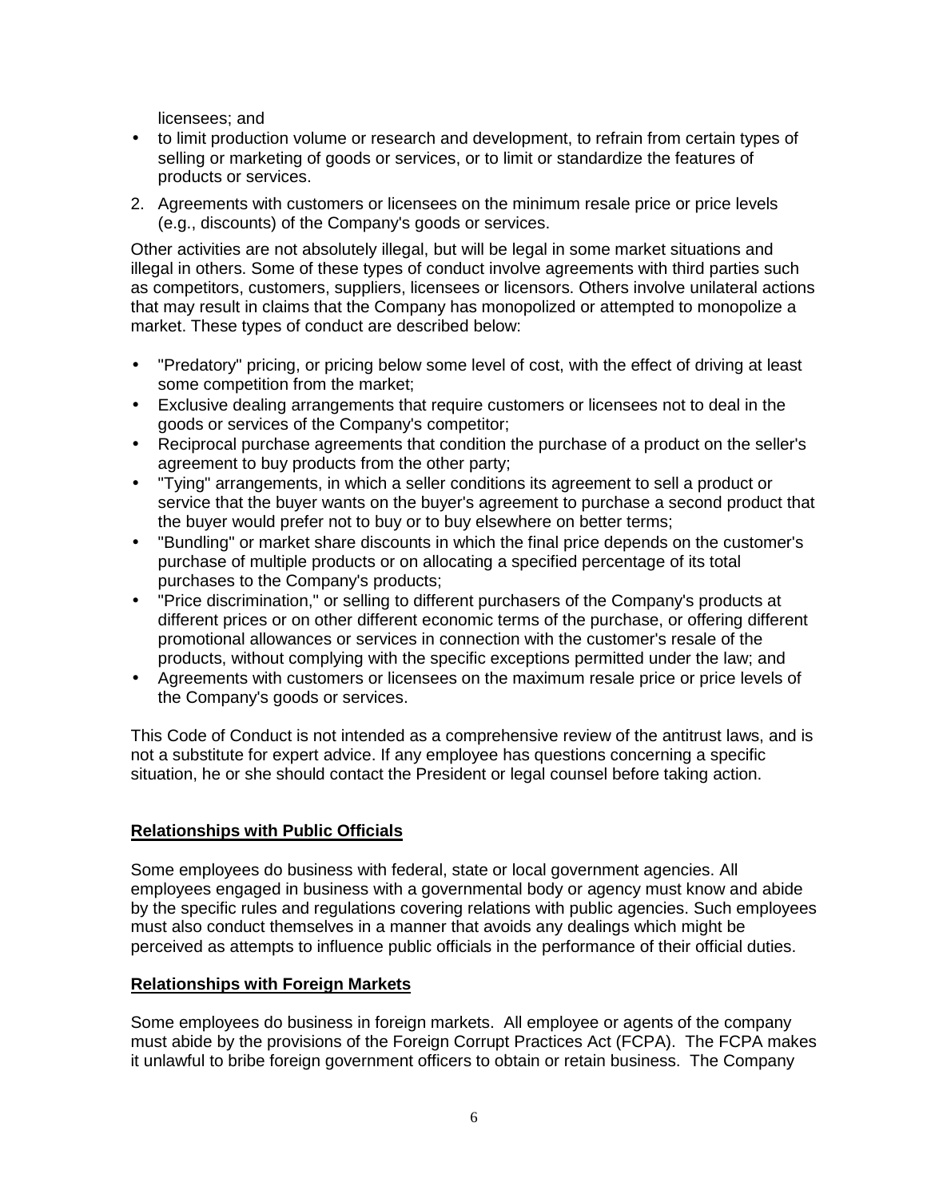licensees; and

- to limit production volume or research and development, to refrain from certain types of selling or marketing of goods or services, or to limit or standardize the features of products or services.

2. Agreements with customers or licensees on the minimum resale price or price levels (e.g., discounts) of the Company's goods or services.

Other activities are not absolutely illegal, but will be legal in some market situations and illegal in others. Some of these types of conduct involve agreements with third parties such as competitors, customers, suppliers, licensees or licensors. Others involve unilateral actions that may result in claims that the Company has monopolized or attempted to monopolize a market. These types of conduct are described below:

- "Predatory" pricing, or pricing below some level of cost, with the effect of driving at least some competition from the market;
- Exclusive dealing arrangements that require customers or licensees not to deal in the goods or services of the Company's competitor;
- Reciprocal purchase agreements that condition the purchase of a product on the seller's agreement to buy products from the other party;
- "Tying" arrangements, in which a seller conditions its agreement to sell a product or service that the buyer wants on the buyer's agreement to purchase a second product that the buyer would prefer not to buy or to buy elsewhere on better terms;
- "Bundling" or market share discounts in which the final price depends on the customer's purchase of multiple products or on allocating a specified percentage of its total purchases to the Company's products;
- "Price discrimination," or selling to different purchasers of the Company's products at different prices or on other different economic terms of the purchase, or offering different promotional allowances or services in connection with the customer's resale of the products, without complying with the specific exceptions permitted under the law; and
- Agreements with customers or licensees on the maximum resale price or price levels of the Company's goods or services.

This Code of Conduct is not intended as a comprehensive review of the antitrust laws, and is not a substitute for expert advice. If any employee has questions concerning a specific situation, he or she should contact the President or legal counsel before taking action.

## Relationships with Public Officials

Some employees do business with federal, state or local government agencies. All employees engaged in business with a governmental body or agency must know and abide by the specific rules and regulations covering relations with public agencies. Such employees must also conduct themselves in a manner that avoids any dealings which might be perceived as attempts to influence public officials in the performance of their official duties.

## Relationships with Foreign Markets

Some employees do business in foreign markets. All employee or agents of the company must abide by the provisions of the Foreign Corrupt Practices Act (FCPA). The FCPA makes it unlawful to bribe foreign government officers to obtain or retain business. The Company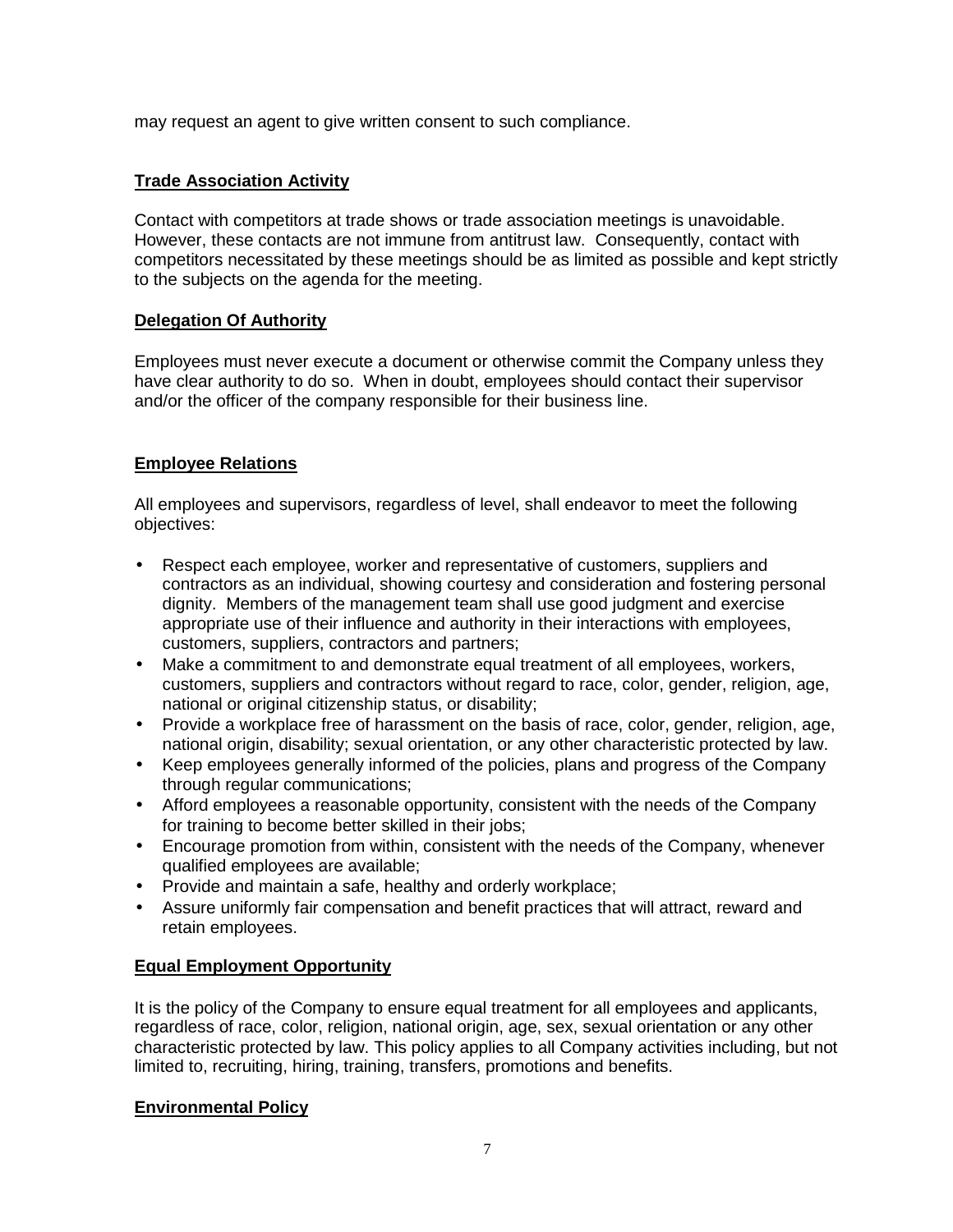may request an agent to give written consent to such compliance.

## Trade Association Activity

Contact with competitors at trade shows or trade association meetings is unavoidable. However, these contacts are not immune from antitrust law. Consequently, contact with competitors necessitated by these meetings should be as limited as possible and kept strictly to the subjects on the agenda for the meeting.

## Delegation Of Authority

Employees must never execute a document or otherwise commit the Company unless they have clear authority to do so. When in doubt, employees should contact their supervisor and/or the officer of the company responsible for their business line.

## Employee Relations

All employees and supervisors, regardless of level, shall endeavor to meet the following objectives:

- Respect each employee, worker and representative of customers, suppliers and contractors as an individual, showing courtesy and consideration and fostering personal dignity. Members of the management team shall use good judgment and exercise appropriate use of their influence and authority in their interactions with employees, customers, suppliers, contractors and partners;
- Make a commitment to and demonstrate equal treatment of all employees, workers, customers, suppliers and contractors without regard to race, color, gender, religion, age, national or original citizenship status, or disability;
- Provide a workplace free of harassment on the basis of race, color, gender, religion, age, national origin, disability; sexual orientation, or any other characteristic protected by law.
- Keep employees generally informed of the policies, plans and progress of the Company through regular communications;
- Afford employees a reasonable opportunity, consistent with the needs of the Company for training to become better skilled in their jobs;
- Encourage promotion from within, consistent with the needs of the Company, whenever qualified employees are available;
- Provide and maintain a safe, healthy and orderly workplace;
- Assure uniformly fair compensation and benefit practices that will attract, reward and retain employees.

## Equal Employment Opportunity

It is the policy of the Company to ensure equal treatment for all employees and applicants, regardless of race, color, religion, national origin, age, sex, sexual orientation or any other characteristic protected by law. This policy applies to all Company activities including, but not limited to, recruiting, hiring, training, transfers, promotions and benefits.

## Environmental Policy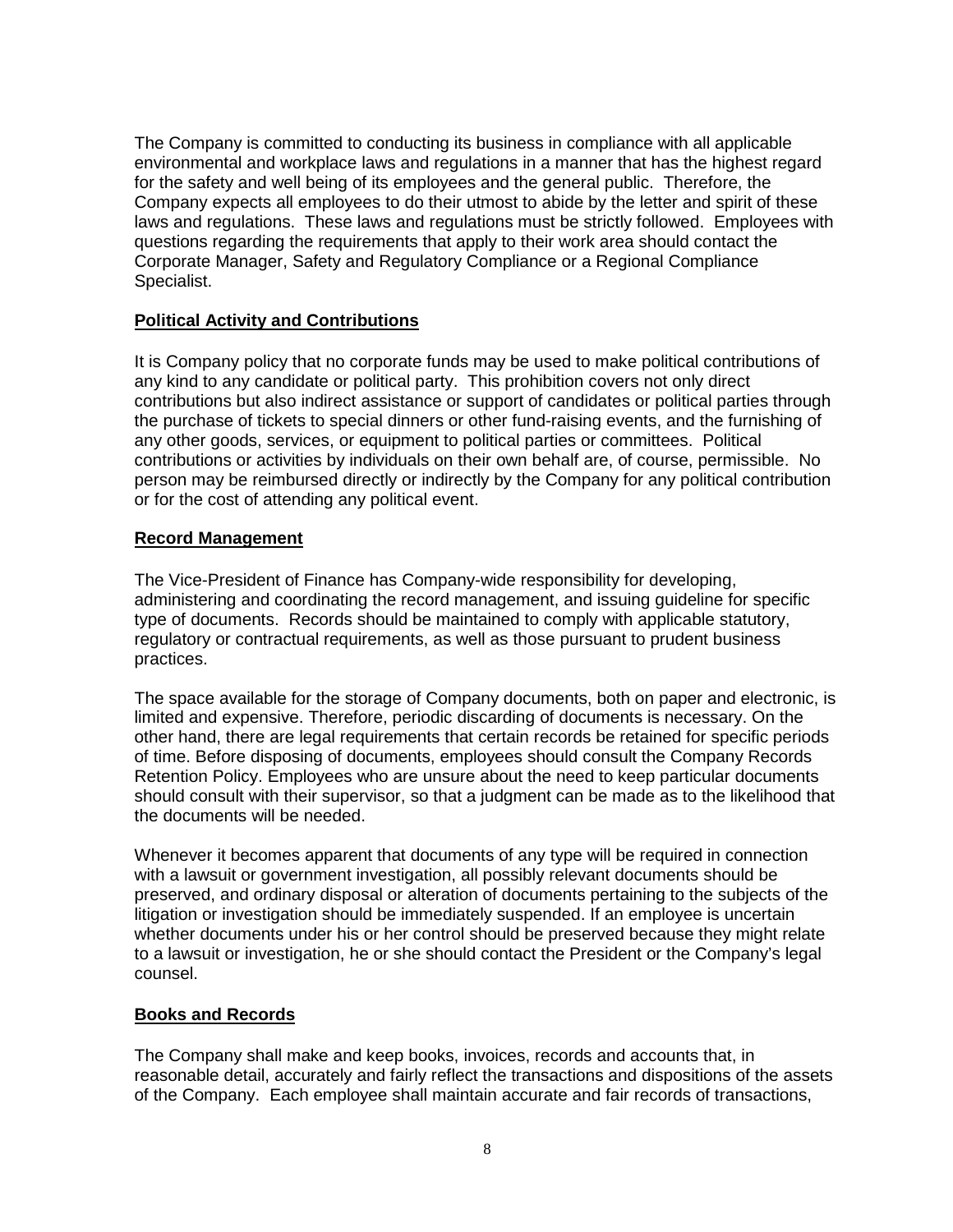The Company is committed to conducting its business in compliance with all applicable environmental and workplace laws and regulations in a manner that has the highest regard for the safety and well being of its employees and the general public. Therefore, the Company expects all employees to do their utmost to abide by the letter and spirit of these laws and regulations. These laws and regulations must be strictly followed. Employees with questions regarding the requirements that apply to their work area should contact the Corporate Manager, Safety and Regulatory Compliance or a Regional Compliance Specialist.

**Political Activity and Contributions**

It is Company policy that no corporate funds may be used to make political contributions of any kind to any candidate or political party. This prohibition covers not only direct contributions but also indirect assistance or support of candidates or political parties through the purchase of tickets to special dinners or other fund-raising events, and the furnishing of any other goods, services, or equipment to political parties or committees. Political contributions or activities by individuals on their own behalf are, of course, permissible. No person may be reimbursed directly or indirectly by the Company for any political contribution or for the cost of attending any political event.

**Record Management**

The Vice-President of Finance has Company-wide responsibility for developing, administering and coordinating the record management, and issuing guideline for specific type of documents. Records should be maintained to comply with applicable statutory, regulatory or contractual requirements, as well as those pursuant to prudent business practices.

The space available for the storage of Company documents, both on paper and electronic, is limited and expensive. Therefore, periodic discarding of documents is necessary. On the other hand, there are legal requirements that certain records be retained for specific periods of time. Before disposing of documents, employees should consult the Company Records Retention Policy. Employees who are unsure about the need to keep particular documents should consult with their supervisor, so that a judgment can be made as to the likelihood that the documents will be needed.

Whenever it becomes apparent that documents of any type will be required in connection with a lawsuit or government investigation, all possibly relevant documents should be preserved, and ordinary disposal or alteration of documents pertaining to the subjects of the litigation or investigation should be immediately suspended. If an employee is uncertain whether documents under his or her control should be preserved because they might relate to a lawsuit or investigation, he or she should contact the President or the Company's legal counsel.

**Books and Records**

The Company shall make and keep books, invoices, records and accounts that, in reasonable detail, accurately and fairly reflect the transactions and dispositions of the assets of the Company. Each employee shall maintain accurate and fair records of transactions,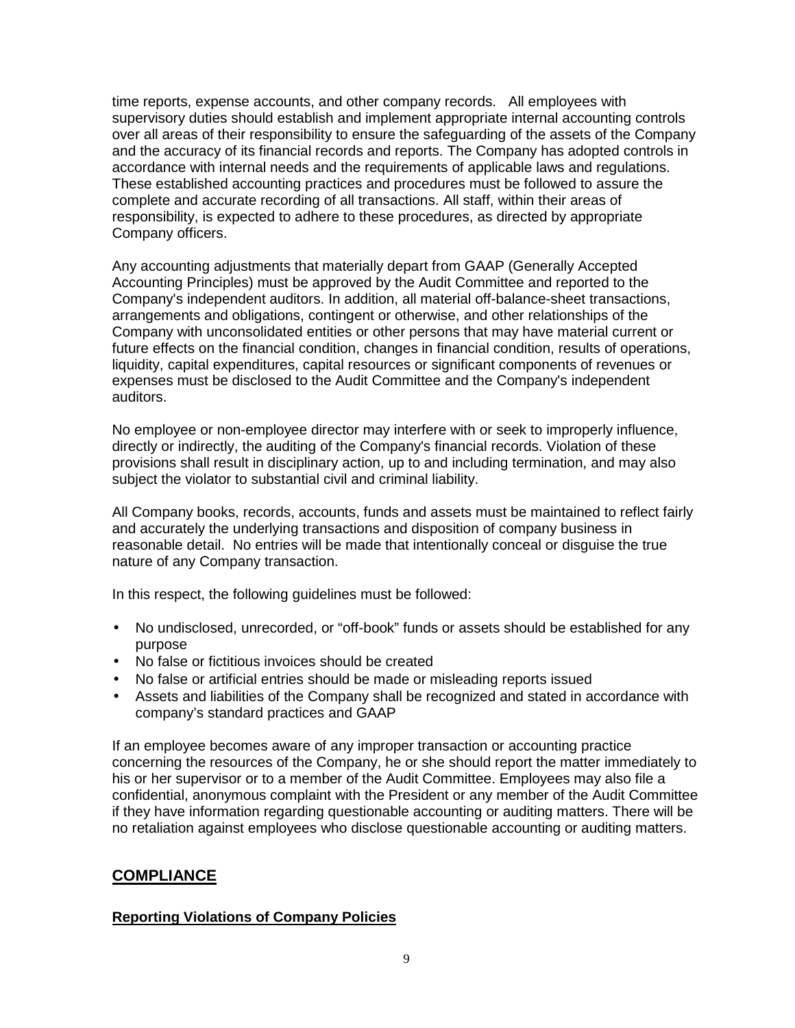time reports, expense accounts, and other company records.   All employees with supervisory duties should establish and implement appropriate internal accounting controls over all areas of their responsibility to ensure the safeguarding of the assets of the Company and the accuracy of its financial records and reports. The Company has adopted controls in accordance with internal needs and the requirements of applicable laws and regulations. These established accounting practices and procedures must be followed to assure the complete and accurate recording of all transactions. All staff, within their areas of responsibility, is expected to adhere to these procedures, as directed by appropriate Company officers.

Any accounting adjustments that materially depart from GAAP (Generally Accepted Accounting Principles) must be approved by the Audit Committee and reported to the Company's independent auditors. In addition, all material off-balance-sheet transactions, arrangements and obligations, contingent or otherwise, and other relationships of the Company with unconsolidated entities or other persons that may have material current or future effects on the financial condition, changes in financial condition, results of operations, liquidity, capital expenditures, capital resources or significant components of revenues or expenses must be disclosed to the Audit Committee and the Company's independent auditors.

No employee or non-employee director may interfere with or seek to improperly influence, directly or indirectly, the auditing of the Company's financial records. Violation of these provisions shall result in disciplinary action, up to and including termination, and may also subject the violator to substantial civil and criminal liability.

All Company books, records, accounts, funds and assets must be maintained to reflect fairly and accurately the underlying transactions and disposition of company business in reasonable detail.  No entries will be made that intentionally conceal or disguise the true nature of any Company transaction.

In this respect, the following guidelines must be followed:

- No undisclosed, unrecorded, or “off-book” funds or assets should be established for any purpose
- No false or fictitious invoices should be created
- No false or artificial entries should be made or misleading reports issued
- Assets and liabilities of the Company shall be recognized and stated in accordance with company’s standard practices and GAAP

If an employee becomes aware of any improper transaction or accounting practice concerning the resources of the Company, he or she should report the matter immediately to his or her supervisor or to a member of the Audit Committee. Employees may also file a confidential, anonymous complaint with the President or any member of the Audit Committee if they have information regarding questionable accounting or auditing matters. There will be no retaliation against employees who disclose questionable accounting or auditing matters.

## COMPLIANCE

### Reporting Violations of Company Policies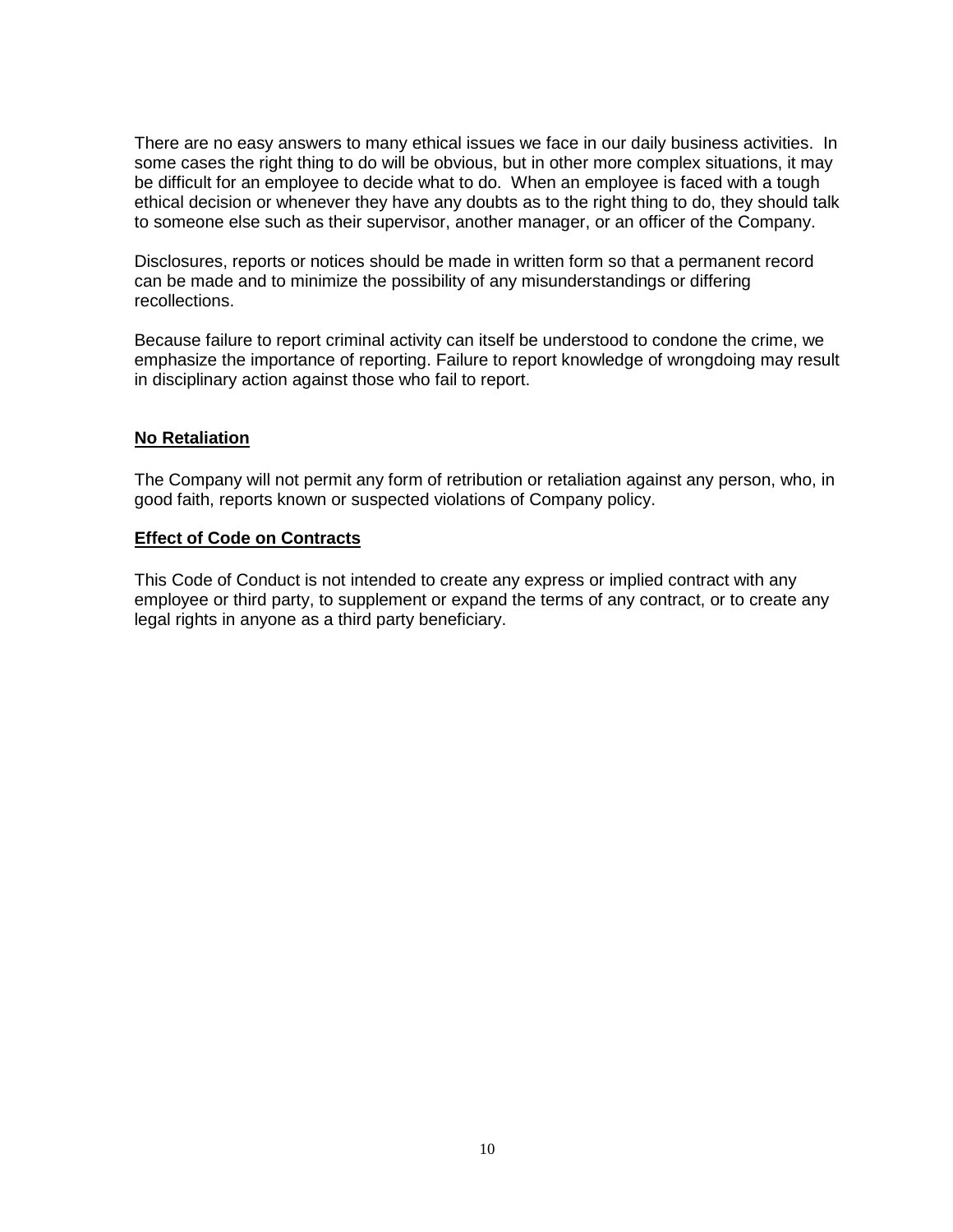There are no easy answers to many ethical issues we face in our daily business activities. In some cases the right thing to do will be obvious, but in other more complex situations, it may be difficult for an employee to decide what to do. When an employee is faced with a tough ethical decision or whenever they have any doubts as to the right thing to do, they should talk to someone else such as their supervisor, another manager, or an officer of the Company.

Disclosures, reports or notices should be made in written form so that a permanent record can be made and to minimize the possibility of any misunderstandings or differing recollections.

Because failure to report criminal activity can itself be understood to condone the crime, we emphasize the importance of reporting. Failure to report knowledge of wrongdoing may result in disciplinary action against those who fail to report.

**No Retaliation**

The Company will not permit any form of retribution or retaliation against any person, who, in good faith, reports known or suspected violations of Company policy.

**Effect of Code on Contracts**

This Code of Conduct is not intended to create any express or implied contract with any employee or third party, to supplement or expand the terms of any contract, or to create any legal rights in anyone as a third party beneficiary.